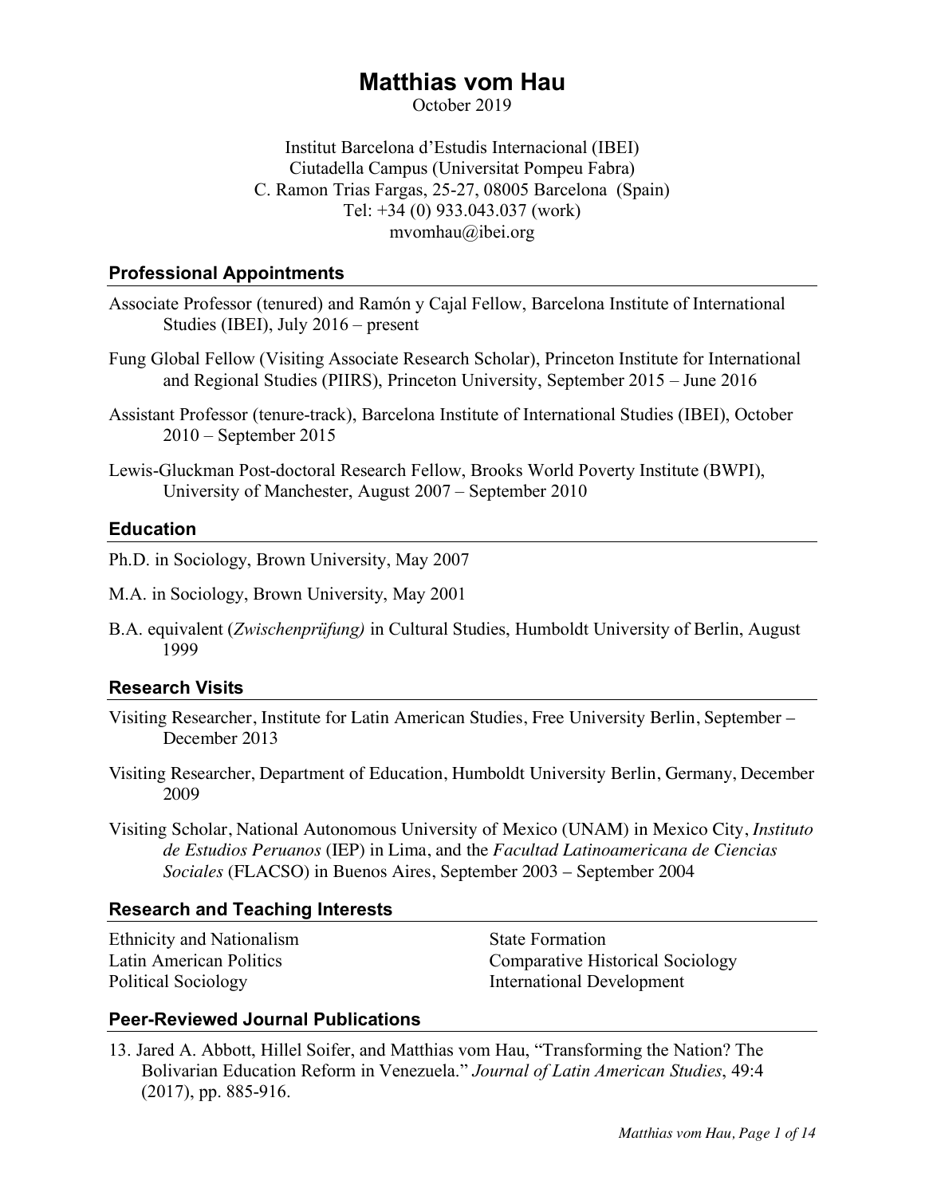# Matthias vom Hau

October 2019

Institut Barcelona d'Estudis Internacional (IBEI)
Ciutadella Campus (Universitat Pompeu Fabra)
C. Ramon Trias Fargas, 25-27, 08005 Barcelona (Spain)
Tel: +34 (0) 933.043.037 (work)
mvomhau@ibei.org

## Professional Appointments

Associate Professor (tenured) and Ramón y Cajal Fellow, Barcelona Institute of International Studies (IBEI), July 2016 – present

Fung Global Fellow (Visiting Associate Research Scholar), Princeton Institute for International and Regional Studies (PIIRS), Princeton University, September 2015 – June 2016

Assistant Professor (tenure-track), Barcelona Institute of International Studies (IBEI), October 2010 – September 2015

Lewis-Gluckman Post-doctoral Research Fellow, Brooks World Poverty Institute (BWPI), University of Manchester, August 2007 – September 2010

## Education

Ph.D. in Sociology, Brown University, May 2007

M.A. in Sociology, Brown University, May 2001

B.A. equivalent (*Zwischenprüfung)* in Cultural Studies, Humboldt University of Berlin, August 1999

## Research Visits

Visiting Researcher, Institute for Latin American Studies, Free University Berlin, September – December 2013

Visiting Researcher, Department of Education, Humboldt University Berlin, Germany, December 2009

Visiting Scholar, National Autonomous University of Mexico (UNAM) in Mexico City, *Instituto de Estudios Peruanos* (IEP) in Lima, and the *Facultad Latinoamericana de Ciencias Sociales* (FLACSO) in Buenos Aires, September 2003 – September 2004

## Research and Teaching Interests

Ethnicity and Nationalism
Latin American Politics
Political Sociology
State Formation
Comparative Historical Sociology
International Development

## Peer-Reviewed Journal Publications

13. Jared A. Abbott, Hillel Soifer, and Matthias vom Hau, "Transforming the Nation? The Bolivarian Education Reform in Venezuela." *Journal of Latin American Studies*, 49:4 (2017), pp. 885-916.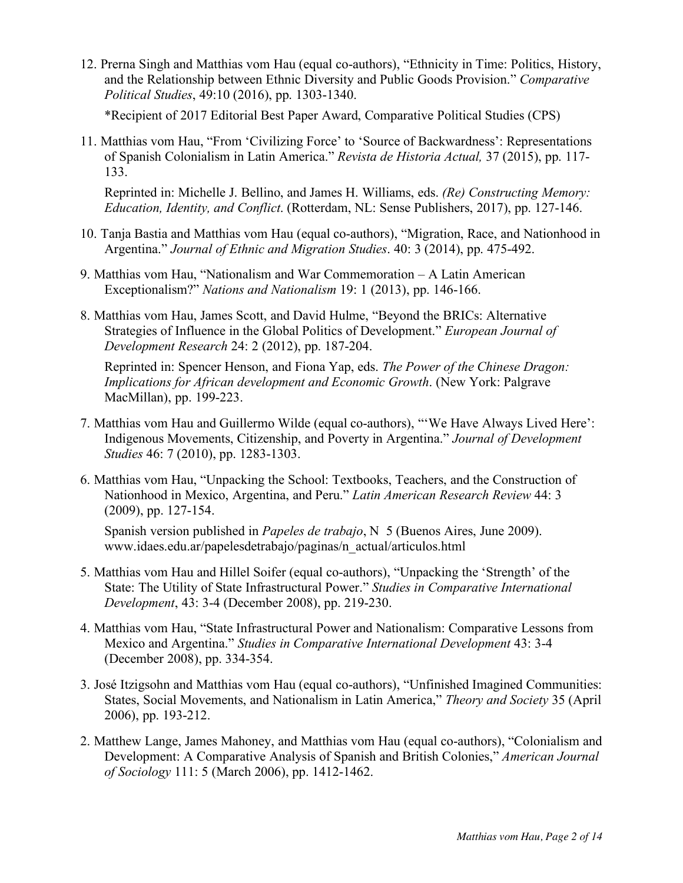12. Prerna Singh and Matthias vom Hau (equal co-authors), "Ethnicity in Time: Politics, History, and the Relationship between Ethnic Diversity and Public Goods Provision." *Comparative Political Studies*, 49:10 (2016), pp. 1303-1340.

    *Recipient of 2017 Editorial Best Paper Award, Comparative Political Studies (CPS)

11. Matthias vom Hau, "From 'Civilizing Force' to 'Source of Backwardness': Representations of Spanish Colonialism in Latin America." *Revista de Historia Actual,* 37 (2015), pp. 117-133.

    Reprinted in: Michelle J. Bellino, and James H. Williams, eds. *(Re) Constructing Memory: Education, Identity, and Conflict*. (Rotterdam, NL: Sense Publishers, 2017), pp. 127-146.

10. Tanja Bastia and Matthias vom Hau (equal co-authors), "Migration, Race, and Nationhood in Argentina." *Journal of Ethnic and Migration Studies*. 40: 3 (2014), pp. 475-492.

9. Matthias vom Hau, "Nationalism and War Commemoration – A Latin American Exceptionalism?" *Nations and Nationalism* 19: 1 (2013), pp. 146-166.

8. Matthias vom Hau, James Scott, and David Hulme, "Beyond the BRICs: Alternative Strategies of Influence in the Global Politics of Development." *European Journal of Development Research* 24: 2 (2012), pp. 187-204.

    Reprinted in: Spencer Henson, and Fiona Yap, eds. *The Power of the Chinese Dragon: Implications for African development and Economic Growth*. (New York: Palgrave MacMillan), pp. 199-223.

7. Matthias vom Hau and Guillermo Wilde (equal co-authors), "'We Have Always Lived Here': Indigenous Movements, Citizenship, and Poverty in Argentina." *Journal of Development Studies* 46: 7 (2010), pp. 1283-1303.

6. Matthias vom Hau, "Unpacking the School: Textbooks, Teachers, and the Construction of Nationhood in Mexico, Argentina, and Peru." *Latin American Research Review* 44: 3 (2009), pp. 127-154.

    Spanish version published in *Papeles de trabajo*, N 5 (Buenos Aires, June 2009). www.idaes.edu.ar/papelesdetrabajo/paginas/n_actual/articulos.html

5. Matthias vom Hau and Hillel Soifer (equal co-authors), "Unpacking the 'Strength' of the State: The Utility of State Infrastructural Power." *Studies in Comparative International Development*, 43: 3-4 (December 2008), pp. 219-230.

4. Matthias vom Hau, "State Infrastructural Power and Nationalism: Comparative Lessons from Mexico and Argentina." *Studies in Comparative International Development* 43: 3-4 (December 2008), pp. 334-354.

3. José Itzigsohn and Matthias vom Hau (equal co-authors), "Unfinished Imagined Communities: States, Social Movements, and Nationalism in Latin America," *Theory and Society* 35 (April 2006), pp. 193-212.

2. Matthew Lange, James Mahoney, and Matthias vom Hau (equal co-authors), "Colonialism and Development: A Comparative Analysis of Spanish and British Colonies," *American Journal of Sociology* 111: 5 (March 2006), pp. 1412-1462.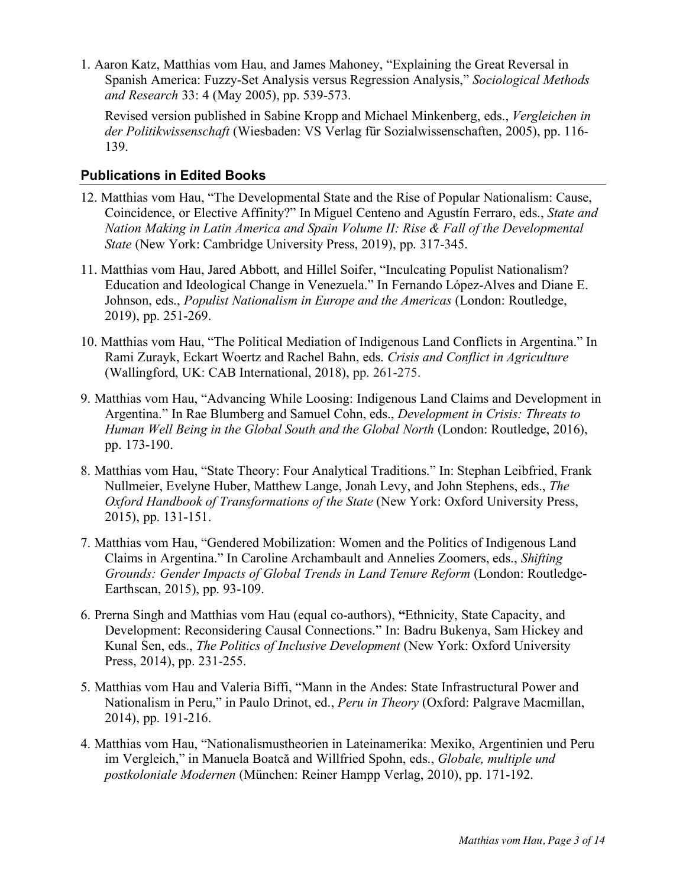1. Aaron Katz, Matthias vom Hau, and James Mahoney, "Explaining the Great Reversal in Spanish America: Fuzzy-Set Analysis versus Regression Analysis," *Sociological Methods and Research* 33: 4 (May 2005), pp. 539-573.

   Revised version published in Sabine Kropp and Michael Minkenberg, eds., *Vergleichen in der Politikwissenschaft* (Wiesbaden: VS Verlag für Sozialwissenschaften, 2005), pp. 116-139.

## Publications in Edited Books

12. Matthias vom Hau, "The Developmental State and the Rise of Popular Nationalism: Cause, Coincidence, or Elective Affinity?" In Miguel Centeno and Agustín Ferraro, eds., *State and Nation Making in Latin America and Spain Volume II: Rise & Fall of the Developmental State* (New York: Cambridge University Press, 2019), pp. 317-345.

11. Matthias vom Hau, Jared Abbott, and Hillel Soifer, "Inculcating Populist Nationalism? Education and Ideological Change in Venezuela." In Fernando López-Alves and Diane E. Johnson, eds., *Populist Nationalism in Europe and the Americas* (London: Routledge, 2019), pp. 251-269.

10. Matthias vom Hau, "The Political Mediation of Indigenous Land Conflicts in Argentina." In Rami Zurayk, Eckart Woertz and Rachel Bahn, eds. *Crisis and Conflict in Agriculture* (Wallingford, UK: CAB International, 2018), pp. 261-275.

9. Matthias vom Hau, "Advancing While Loosing: Indigenous Land Claims and Development in Argentina." In Rae Blumberg and Samuel Cohn, eds., *Development in Crisis: Threats to Human Well Being in the Global South and the Global North* (London: Routledge, 2016), pp. 173-190.

8. Matthias vom Hau, "State Theory: Four Analytical Traditions." In: Stephan Leibfried, Frank Nullmeier, Evelyne Huber, Matthew Lange, Jonah Levy, and John Stephens, eds., *The Oxford Handbook of Transformations of the State* (New York: Oxford University Press, 2015), pp. 131-151.

7. Matthias vom Hau, "Gendered Mobilization: Women and the Politics of Indigenous Land Claims in Argentina." In Caroline Archambault and Annelies Zoomers, eds., *Shifting Grounds: Gender Impacts of Global Trends in Land Tenure Reform* (London: Routledge-Earthscan, 2015), pp. 93-109.

6. Prerna Singh and Matthias vom Hau (equal co-authors), **"**Ethnicity, State Capacity, and Development: Reconsidering Causal Connections." In: Badru Bukenya, Sam Hickey and Kunal Sen, eds., *The Politics of Inclusive Development* (New York: Oxford University Press, 2014), pp. 231-255.

5. Matthias vom Hau and Valeria Biffi, "Mann in the Andes: State Infrastructural Power and Nationalism in Peru," in Paulo Drinot, ed., *Peru in Theory* (Oxford: Palgrave Macmillan, 2014), pp. 191-216.

4. Matthias vom Hau, "Nationalismustheorien in Lateinamerika: Mexiko, Argentinien und Peru im Vergleich," in Manuela Boatcă and Willfried Spohn, eds., *Globale, multiple und postkoloniale Modernen* (München: Reiner Hampp Verlag, 2010), pp. 171-192.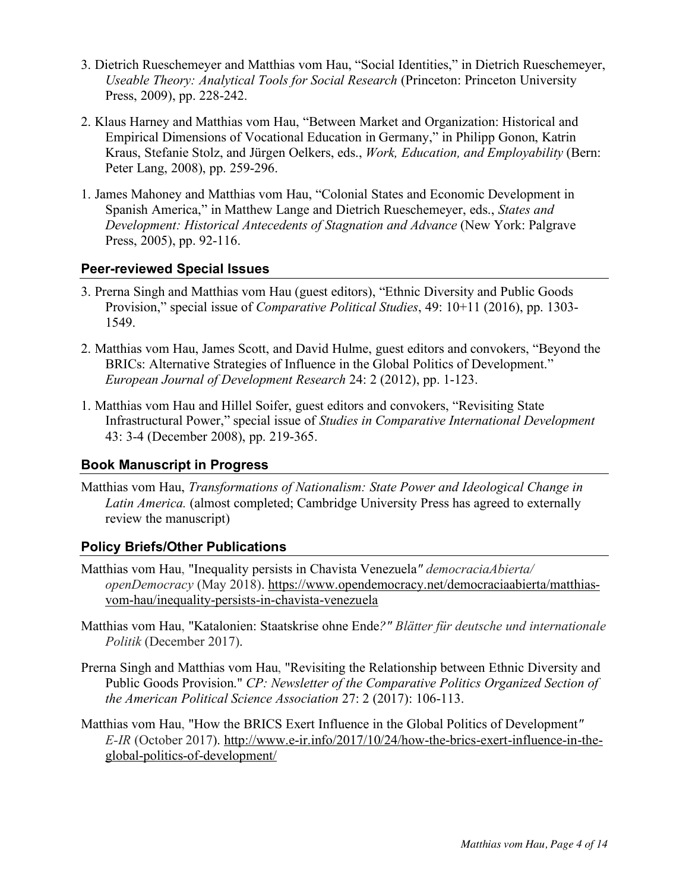3. Dietrich Rueschemeyer and Matthias vom Hau, "Social Identities," in Dietrich Rueschemeyer, *Useable Theory: Analytical Tools for Social Research* (Princeton: Princeton University Press, 2009), pp. 228-242.

2. Klaus Harney and Matthias vom Hau, "Between Market and Organization: Historical and Empirical Dimensions of Vocational Education in Germany," in Philipp Gonon, Katrin Kraus, Stefanie Stolz, and Jürgen Oelkers, eds., *Work, Education, and Employability* (Bern: Peter Lang, 2008), pp. 259-296.

1. James Mahoney and Matthias vom Hau, "Colonial States and Economic Development in Spanish America," in Matthew Lange and Dietrich Rueschemeyer, eds., *States and Development: Historical Antecedents of Stagnation and Advance* (New York: Palgrave Press, 2005), pp. 92-116.

## Peer-reviewed Special Issues

3. Prerna Singh and Matthias vom Hau (guest editors), "Ethnic Diversity and Public Goods Provision," special issue of *Comparative Political Studies*, 49: 10+11 (2016), pp. 1303-1549.

2. Matthias vom Hau, James Scott, and David Hulme, guest editors and convokers, "Beyond the BRICs: Alternative Strategies of Influence in the Global Politics of Development." *European Journal of Development Research* 24: 2 (2012), pp. 1-123.

1. Matthias vom Hau and Hillel Soifer, guest editors and convokers, "Revisiting State Infrastructural Power," special issue of *Studies in Comparative International Development* 43: 3-4 (December 2008), pp. 219-365.

## Book Manuscript in Progress

Matthias vom Hau, *Transformations of Nationalism: State Power and Ideological Change in Latin America.* (almost completed; Cambridge University Press has agreed to externally review the manuscript)

## Policy Briefs/Other Publications

Matthias vom Hau, "Inequality persists in Chavista Venezuela" *democraciaAbierta/ openDemocracy* (May 2018). https://www.opendemocracy.net/democraciaabierta/matthias-vom-hau/inequality-persists-in-chavista-venezuela

Matthias vom Hau, "Katalonien: Staatskrise ohne Ende?" *Blätter für deutsche und internationale Politik* (December 2017).

Prerna Singh and Matthias vom Hau, "Revisiting the Relationship between Ethnic Diversity and Public Goods Provision." *CP: Newsletter of the Comparative Politics Organized Section of the American Political Science Association* 27: 2 (2017): 106-113.

Matthias vom Hau, "How the BRICS Exert Influence in the Global Politics of Development" *E-IR* (October 2017). http://www.e-ir.info/2017/10/24/how-the-brics-exert-influence-in-the-global-politics-of-development/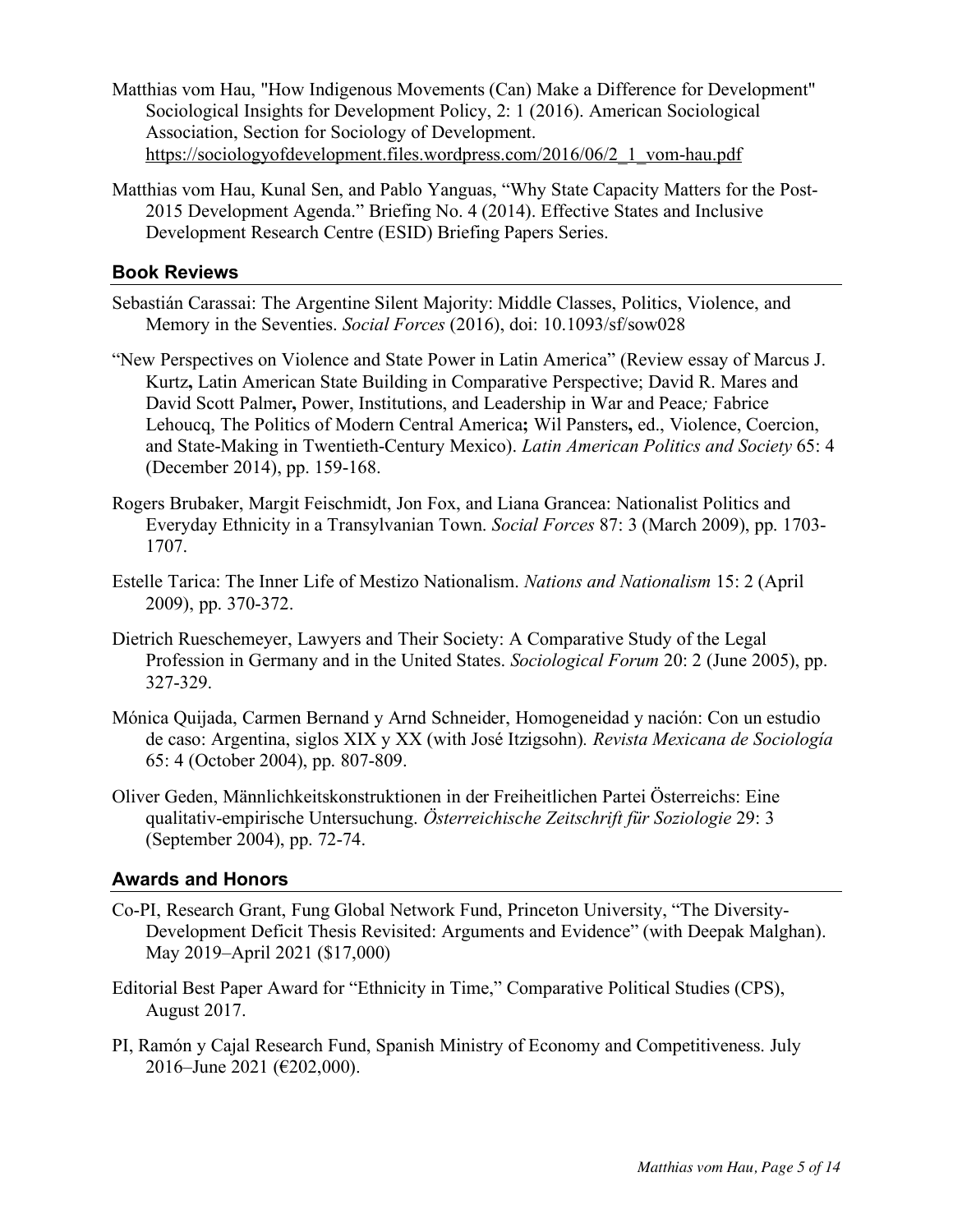Matthias vom Hau, "How Indigenous Movements (Can) Make a Difference for Development" Sociological Insights for Development Policy, 2: 1 (2016). American Sociological Association, Section for Sociology of Development. https://sociologyofdevelopment.files.wordpress.com/2016/06/2_1_vom-hau.pdf

Matthias vom Hau, Kunal Sen, and Pablo Yanguas, "Why State Capacity Matters for the Post-2015 Development Agenda." Briefing No. 4 (2014). Effective States and Inclusive Development Research Centre (ESID) Briefing Papers Series.

## Book Reviews

Sebastián Carassai: The Argentine Silent Majority: Middle Classes, Politics, Violence, and Memory in the Seventies. *Social Forces* (2016), doi: 10.1093/sf/sow028

"New Perspectives on Violence and State Power in Latin America" (Review essay of Marcus J. Kurtz**,** Latin American State Building in Comparative Perspective; David R. Mares and David Scott Palmer**,** Power, Institutions, and Leadership in War and Peace*;* Fabrice Lehoucq, The Politics of Modern Central America**;** Wil Pansters**,** ed., Violence, Coercion, and State-Making in Twentieth-Century Mexico). *Latin American Politics and Society* 65: 4 (December 2014), pp. 159-168.

Rogers Brubaker, Margit Feischmidt, Jon Fox, and Liana Grancea: Nationalist Politics and Everyday Ethnicity in a Transylvanian Town. *Social Forces* 87: 3 (March 2009), pp. 1703-1707.

Estelle Tarica: The Inner Life of Mestizo Nationalism. *Nations and Nationalism* 15: 2 (April 2009), pp. 370-372.

Dietrich Rueschemeyer, Lawyers and Their Society: A Comparative Study of the Legal Profession in Germany and in the United States. *Sociological Forum* 20: 2 (June 2005), pp. 327-329.

Mónica Quijada, Carmen Bernand y Arnd Schneider, Homogeneidad y nación: Con un estudio de caso: Argentina, siglos XIX y XX (with José Itzigsohn). *Revista Mexicana de Sociología* 65: 4 (October 2004), pp. 807-809.

Oliver Geden, Männlichkeitskonstruktionen in der Freiheitlichen Partei Österreichs: Eine qualitativ-empirische Untersuchung. *Österreichische Zeitschrift für Soziologie* 29: 3 (September 2004), pp. 72-74.

## Awards and Honors

Co-PI, Research Grant, Fung Global Network Fund, Princeton University, "The Diversity-Development Deficit Thesis Revisited: Arguments and Evidence" (with Deepak Malghan). May 2019–April 2021 ($17,000)

Editorial Best Paper Award for "Ethnicity in Time," Comparative Political Studies (CPS), August 2017.

PI, Ramón y Cajal Research Fund, Spanish Ministry of Economy and Competitiveness. July 2016–June 2021 (€202,000).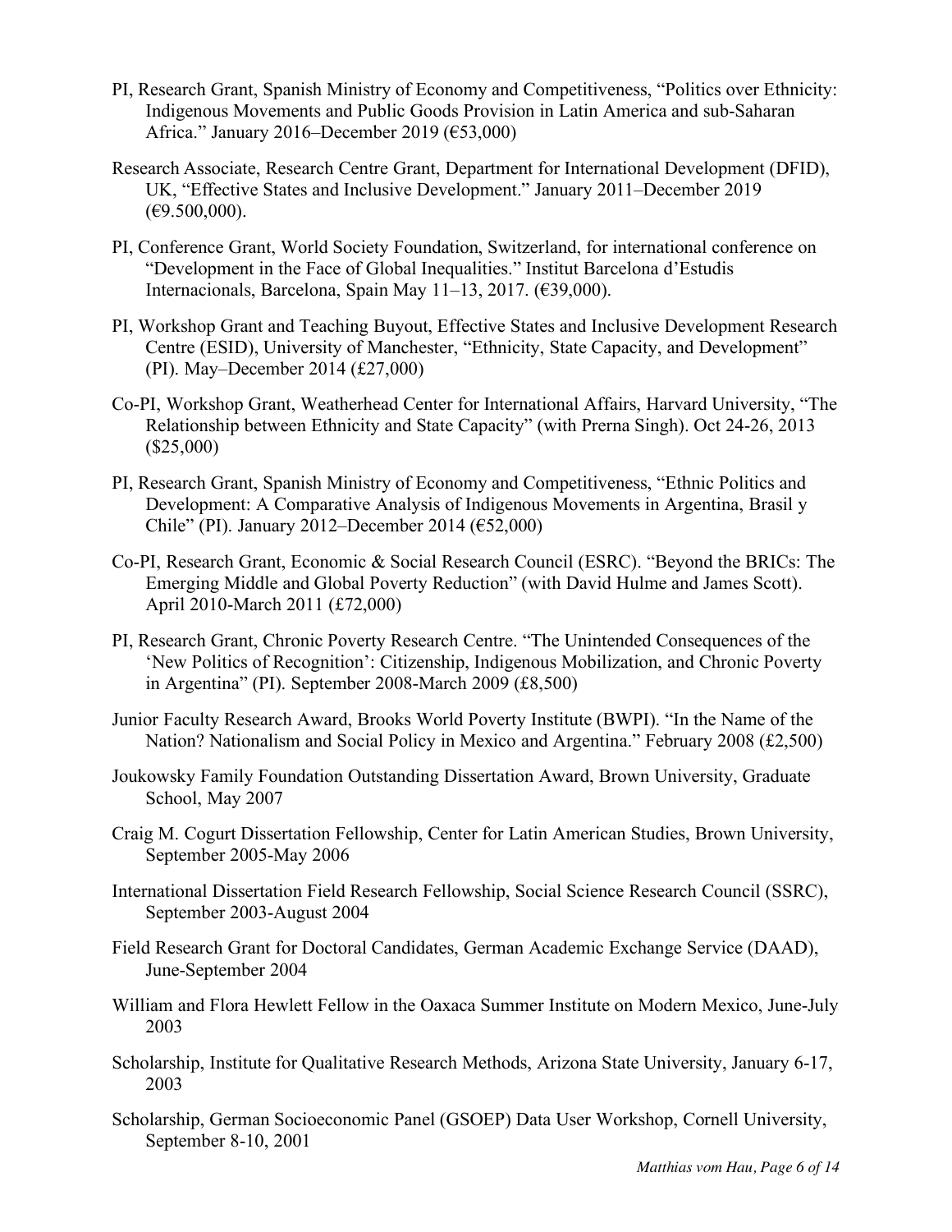PI, Research Grant, Spanish Ministry of Economy and Competitiveness, "Politics over Ethnicity: Indigenous Movements and Public Goods Provision in Latin America and sub-Saharan Africa." January 2016–December 2019 (€53,000)

Research Associate, Research Centre Grant, Department for International Development (DFID), UK, "Effective States and Inclusive Development." January 2011–December 2019 (€9.500,000).

PI, Conference Grant, World Society Foundation, Switzerland, for international conference on "Development in the Face of Global Inequalities." Institut Barcelona d'Estudis Internacionals, Barcelona, Spain May 11–13, 2017. (€39,000).

PI, Workshop Grant and Teaching Buyout, Effective States and Inclusive Development Research Centre (ESID), University of Manchester, "Ethnicity, State Capacity, and Development" (PI). May–December 2014 (£27,000)

Co-PI, Workshop Grant, Weatherhead Center for International Affairs, Harvard University, "The Relationship between Ethnicity and State Capacity" (with Prerna Singh). Oct 24-26, 2013 ($25,000)

PI, Research Grant, Spanish Ministry of Economy and Competitiveness, "Ethnic Politics and Development: A Comparative Analysis of Indigenous Movements in Argentina, Brasil y Chile" (PI). January 2012–December 2014 (€52,000)

Co-PI, Research Grant, Economic & Social Research Council (ESRC). "Beyond the BRICs: The Emerging Middle and Global Poverty Reduction" (with David Hulme and James Scott). April 2010-March 2011 (£72,000)

PI, Research Grant, Chronic Poverty Research Centre. "The Unintended Consequences of the 'New Politics of Recognition': Citizenship, Indigenous Mobilization, and Chronic Poverty in Argentina" (PI). September 2008-March 2009 (£8,500)

Junior Faculty Research Award, Brooks World Poverty Institute (BWPI). "In the Name of the Nation? Nationalism and Social Policy in Mexico and Argentina." February 2008 (£2,500)

Joukowsky Family Foundation Outstanding Dissertation Award, Brown University, Graduate School, May 2007

Craig M. Cogurt Dissertation Fellowship, Center for Latin American Studies, Brown University, September 2005-May 2006

International Dissertation Field Research Fellowship, Social Science Research Council (SSRC), September 2003-August 2004

Field Research Grant for Doctoral Candidates, German Academic Exchange Service (DAAD), June-September 2004

William and Flora Hewlett Fellow in the Oaxaca Summer Institute on Modern Mexico, June-July 2003

Scholarship, Institute for Qualitative Research Methods, Arizona State University, January 6-17, 2003

Scholarship, German Socioeconomic Panel (GSOEP) Data User Workshop, Cornell University, September 8-10, 2001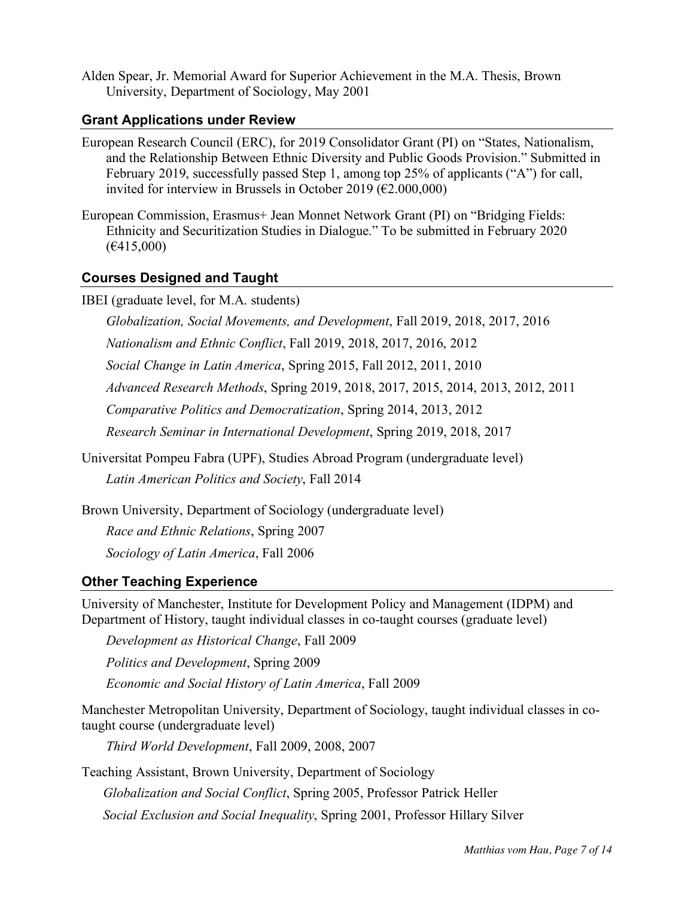Alden Spear, Jr. Memorial Award for Superior Achievement in the M.A. Thesis, Brown University, Department of Sociology, May 2001

## Grant Applications under Review

European Research Council (ERC), for 2019 Consolidator Grant (PI) on "States, Nationalism, and the Relationship Between Ethnic Diversity and Public Goods Provision." Submitted in February 2019, successfully passed Step 1, among top 25% of applicants ("A") for call, invited for interview in Brussels in October 2019 (€2.000,000)

European Commission, Erasmus+ Jean Monnet Network Grant (PI) on "Bridging Fields: Ethnicity and Securitization Studies in Dialogue." To be submitted in February 2020 (€415,000)

## Courses Designed and Taught

IBEI (graduate level, for M.A. students)

*Globalization, Social Movements, and Development*, Fall 2019, 2018, 2017, 2016

*Nationalism and Ethnic Conflict*, Fall 2019, 2018, 2017, 2016, 2012

*Social Change in Latin America*, Spring 2015, Fall 2012, 2011, 2010

*Advanced Research Methods*, Spring 2019, 2018, 2017, 2015, 2014, 2013, 2012, 2011

*Comparative Politics and Democratization*, Spring 2014, 2013, 2012

*Research Seminar in International Development*, Spring 2019, 2018, 2017

Universitat Pompeu Fabra (UPF), Studies Abroad Program (undergraduate level)

*Latin American Politics and Society*, Fall 2014

Brown University, Department of Sociology (undergraduate level)

*Race and Ethnic Relations*, Spring 2007

*Sociology of Latin America*, Fall 2006

## Other Teaching Experience

University of Manchester, Institute for Development Policy and Management (IDPM) and Department of History, taught individual classes in co-taught courses (graduate level)

*Development as Historical Change*, Fall 2009

*Politics and Development*, Spring 2009

*Economic and Social History of Latin America*, Fall 2009

Manchester Metropolitan University, Department of Sociology, taught individual classes in co-taught course (undergraduate level)

*Third World Development*, Fall 2009, 2008, 2007

Teaching Assistant, Brown University, Department of Sociology

*Globalization and Social Conflict*, Spring 2005, Professor Patrick Heller

*Social Exclusion and Social Inequality*, Spring 2001, Professor Hillary Silver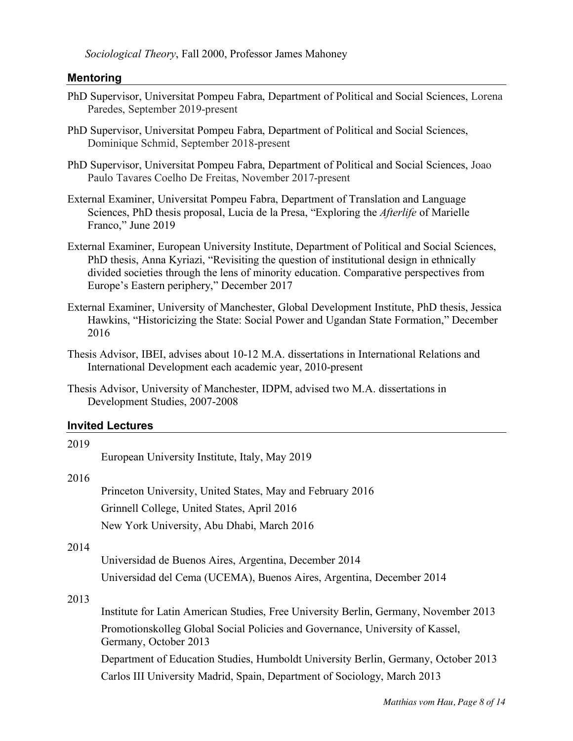*Sociological Theory*, Fall 2000, Professor James Mahoney

## Mentoring

PhD Supervisor, Universitat Pompeu Fabra, Department of Political and Social Sciences, Lorena Paredes, September 2019-present

PhD Supervisor, Universitat Pompeu Fabra, Department of Political and Social Sciences, Dominique Schmid, September 2018-present

PhD Supervisor, Universitat Pompeu Fabra, Department of Political and Social Sciences, Joao Paulo Tavares Coelho De Freitas, November 2017-present

External Examiner, Universitat Pompeu Fabra, Department of Translation and Language Sciences, PhD thesis proposal, Lucia de la Presa, "Exploring the *Afterlife* of Marielle Franco," June 2019

External Examiner, European University Institute, Department of Political and Social Sciences, PhD thesis, Anna Kyriazi, "Revisiting the question of institutional design in ethnically divided societies through the lens of minority education. Comparative perspectives from Europe's Eastern periphery," December 2017

External Examiner, University of Manchester, Global Development Institute, PhD thesis, Jessica Hawkins, "Historicizing the State: Social Power and Ugandan State Formation," December 2016

Thesis Advisor, IBEI, advises about 10-12 M.A. dissertations in International Relations and International Development each academic year, 2010-present

Thesis Advisor, University of Manchester, IDPM, advised two M.A. dissertations in Development Studies, 2007-2008

## Invited Lectures

2019

European University Institute, Italy, May 2019

2016

Princeton University, United States, May and February 2016

Grinnell College, United States, April 2016

New York University, Abu Dhabi, March 2016

2014

Universidad de Buenos Aires, Argentina, December 2014

Universidad del Cema (UCEMA), Buenos Aires, Argentina, December 2014

2013

Institute for Latin American Studies, Free University Berlin, Germany, November 2013

Promotionskolleg Global Social Policies and Governance, University of Kassel, Germany, October 2013

Department of Education Studies, Humboldt University Berlin, Germany, October 2013

Carlos III University Madrid, Spain, Department of Sociology, March 2013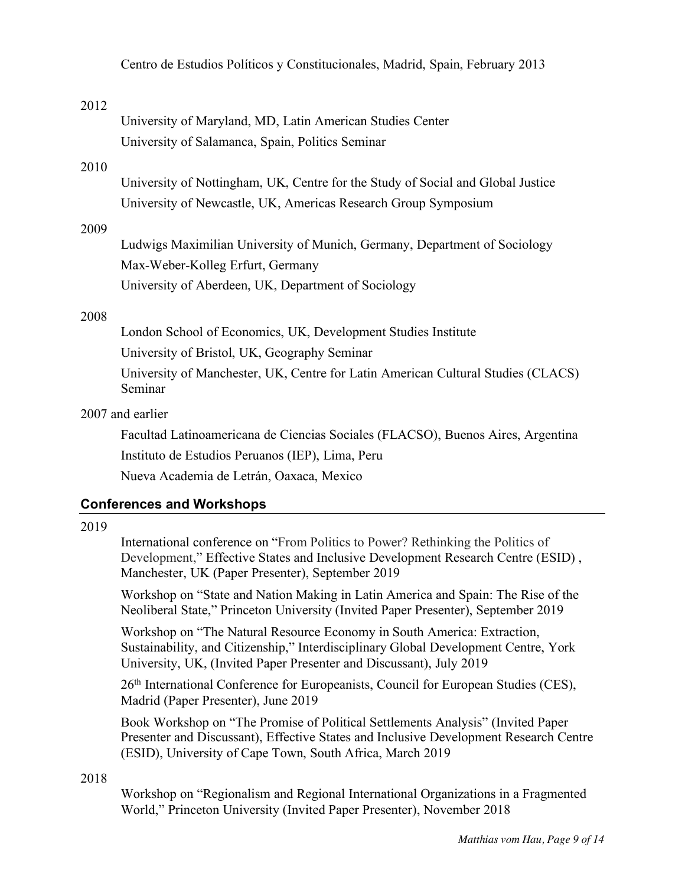Centro de Estudios Políticos y Constitucionales, Madrid, Spain, February 2013

2012

University of Maryland, MD, Latin American Studies Center

University of Salamanca, Spain, Politics Seminar

2010

University of Nottingham, UK, Centre for the Study of Social and Global Justice

University of Newcastle, UK, Americas Research Group Symposium

2009

Ludwigs Maximilian University of Munich, Germany, Department of Sociology

Max-Weber-Kolleg Erfurt, Germany

University of Aberdeen, UK, Department of Sociology

2008

London School of Economics, UK, Development Studies Institute

University of Bristol, UK, Geography Seminar

University of Manchester, UK, Centre for Latin American Cultural Studies (CLACS) Seminar

2007 and earlier

Facultad Latinoamericana de Ciencias Sociales (FLACSO), Buenos Aires, Argentina

Instituto de Estudios Peruanos (IEP), Lima, Peru

Nueva Academia de Letrán, Oaxaca, Mexico

## Conferences and Workshops

2019

International conference on "From Politics to Power? Rethinking the Politics of Development," Effective States and Inclusive Development Research Centre (ESID) , Manchester, UK (Paper Presenter), September 2019

Workshop on "State and Nation Making in Latin America and Spain: The Rise of the Neoliberal State," Princeton University (Invited Paper Presenter), September 2019

Workshop on "The Natural Resource Economy in South America: Extraction, Sustainability, and Citizenship," Interdisciplinary Global Development Centre, York University, UK, (Invited Paper Presenter and Discussant), July 2019

26th International Conference for Europeanists, Council for European Studies (CES), Madrid (Paper Presenter), June 2019

Book Workshop on "The Promise of Political Settlements Analysis" (Invited Paper Presenter and Discussant), Effective States and Inclusive Development Research Centre (ESID), University of Cape Town, South Africa, March 2019

2018

Workshop on "Regionalism and Regional International Organizations in a Fragmented World," Princeton University (Invited Paper Presenter), November 2018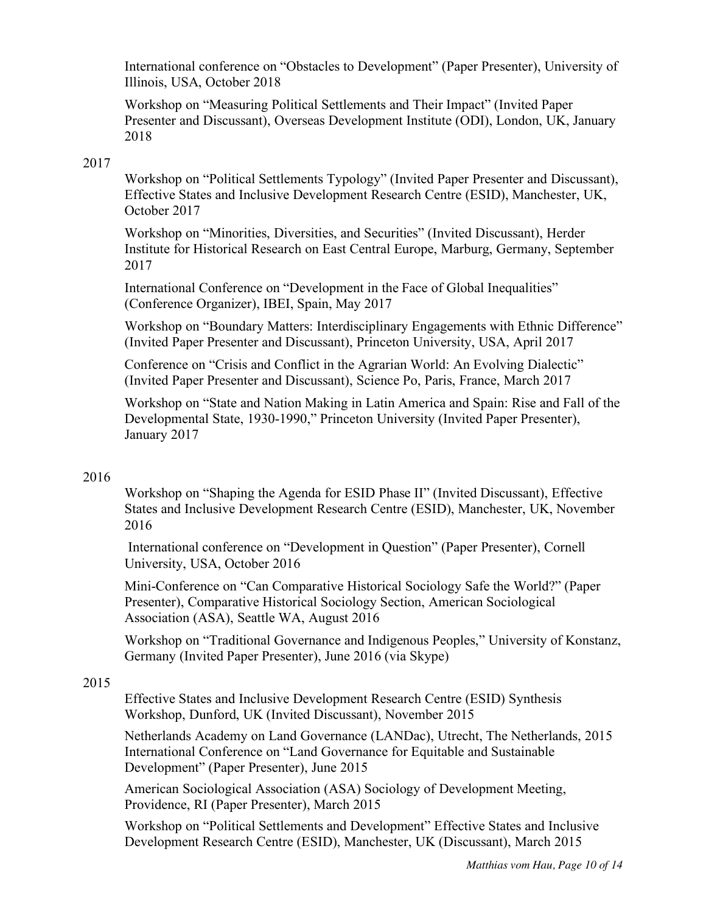International conference on "Obstacles to Development" (Paper Presenter), University of Illinois, USA, October 2018

Workshop on "Measuring Political Settlements and Their Impact" (Invited Paper Presenter and Discussant), Overseas Development Institute (ODI), London, UK, January 2018

2017

Workshop on "Political Settlements Typology" (Invited Paper Presenter and Discussant), Effective States and Inclusive Development Research Centre (ESID), Manchester, UK, October 2017

Workshop on "Minorities, Diversities, and Securities" (Invited Discussant), Herder Institute for Historical Research on East Central Europe, Marburg, Germany, September 2017

International Conference on "Development in the Face of Global Inequalities" (Conference Organizer), IBEI, Spain, May 2017

Workshop on "Boundary Matters: Interdisciplinary Engagements with Ethnic Difference" (Invited Paper Presenter and Discussant), Princeton University, USA, April 2017

Conference on "Crisis and Conflict in the Agrarian World: An Evolving Dialectic" (Invited Paper Presenter and Discussant), Science Po, Paris, France, March 2017

Workshop on "State and Nation Making in Latin America and Spain: Rise and Fall of the Developmental State, 1930-1990," Princeton University (Invited Paper Presenter), January 2017

2016

Workshop on "Shaping the Agenda for ESID Phase II" (Invited Discussant), Effective States and Inclusive Development Research Centre (ESID), Manchester, UK, November 2016

International conference on "Development in Question" (Paper Presenter), Cornell University, USA, October 2016

Mini-Conference on "Can Comparative Historical Sociology Safe the World?" (Paper Presenter), Comparative Historical Sociology Section, American Sociological Association (ASA), Seattle WA, August 2016

Workshop on "Traditional Governance and Indigenous Peoples," University of Konstanz, Germany (Invited Paper Presenter), June 2016 (via Skype)

2015

Effective States and Inclusive Development Research Centre (ESID) Synthesis Workshop, Dunford, UK (Invited Discussant), November 2015

Netherlands Academy on Land Governance (LANDac), Utrecht, The Netherlands, 2015 International Conference on "Land Governance for Equitable and Sustainable Development" (Paper Presenter), June 2015

American Sociological Association (ASA) Sociology of Development Meeting, Providence, RI (Paper Presenter), March 2015

Workshop on "Political Settlements and Development" Effective States and Inclusive Development Research Centre (ESID), Manchester, UK (Discussant), March 2015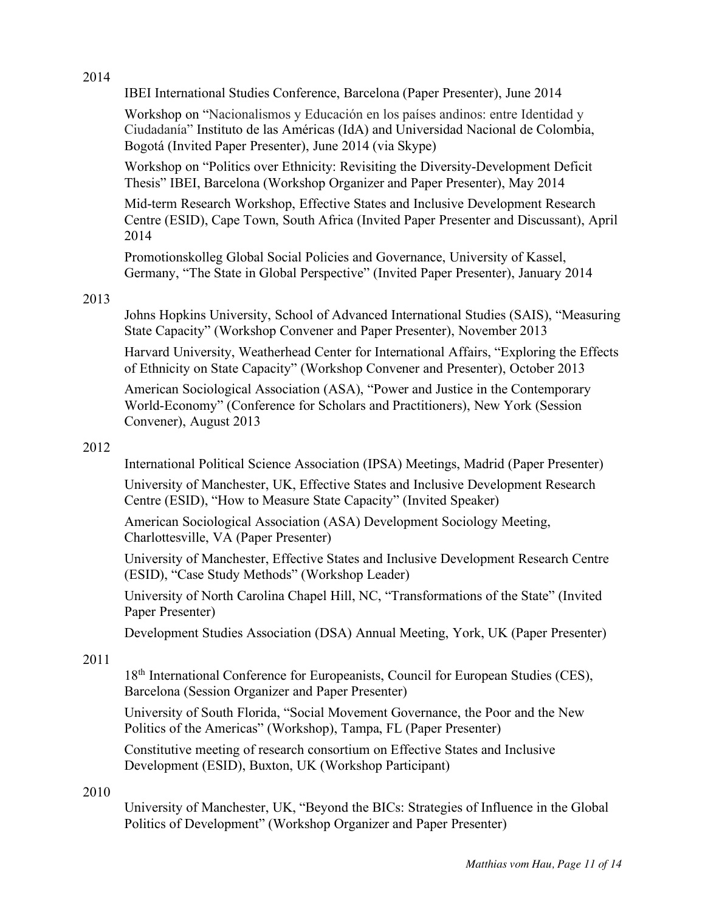2014

IBEI International Studies Conference, Barcelona (Paper Presenter), June 2014

Workshop on "Nacionalismos y Educación en los países andinos: entre Identidad y Ciudadanía" Instituto de las Américas (IdA) and Universidad Nacional de Colombia, Bogotá (Invited Paper Presenter), June 2014 (via Skype)

Workshop on "Politics over Ethnicity: Revisiting the Diversity-Development Deficit Thesis" IBEI, Barcelona (Workshop Organizer and Paper Presenter), May 2014

Mid-term Research Workshop, Effective States and Inclusive Development Research Centre (ESID), Cape Town, South Africa (Invited Paper Presenter and Discussant), April 2014

Promotionskolleg Global Social Policies and Governance, University of Kassel, Germany, "The State in Global Perspective" (Invited Paper Presenter), January 2014

2013

Johns Hopkins University, School of Advanced International Studies (SAIS), "Measuring State Capacity" (Workshop Convener and Paper Presenter), November 2013

Harvard University, Weatherhead Center for International Affairs, "Exploring the Effects of Ethnicity on State Capacity" (Workshop Convener and Presenter), October 2013

American Sociological Association (ASA), "Power and Justice in the Contemporary World-Economy" (Conference for Scholars and Practitioners), New York (Session Convener), August 2013

2012

International Political Science Association (IPSA) Meetings, Madrid (Paper Presenter)

University of Manchester, UK, Effective States and Inclusive Development Research Centre (ESID), "How to Measure State Capacity" (Invited Speaker)

American Sociological Association (ASA) Development Sociology Meeting, Charlottesville, VA (Paper Presenter)

University of Manchester, Effective States and Inclusive Development Research Centre (ESID), "Case Study Methods" (Workshop Leader)

University of North Carolina Chapel Hill, NC, "Transformations of the State" (Invited Paper Presenter)

Development Studies Association (DSA) Annual Meeting, York, UK (Paper Presenter)

2011

18th International Conference for Europeanists, Council for European Studies (CES), Barcelona (Session Organizer and Paper Presenter)

University of South Florida, "Social Movement Governance, the Poor and the New Politics of the Americas" (Workshop), Tampa, FL (Paper Presenter)

Constitutive meeting of research consortium on Effective States and Inclusive Development (ESID), Buxton, UK (Workshop Participant)

2010

University of Manchester, UK, "Beyond the BICs: Strategies of Influence in the Global Politics of Development" (Workshop Organizer and Paper Presenter)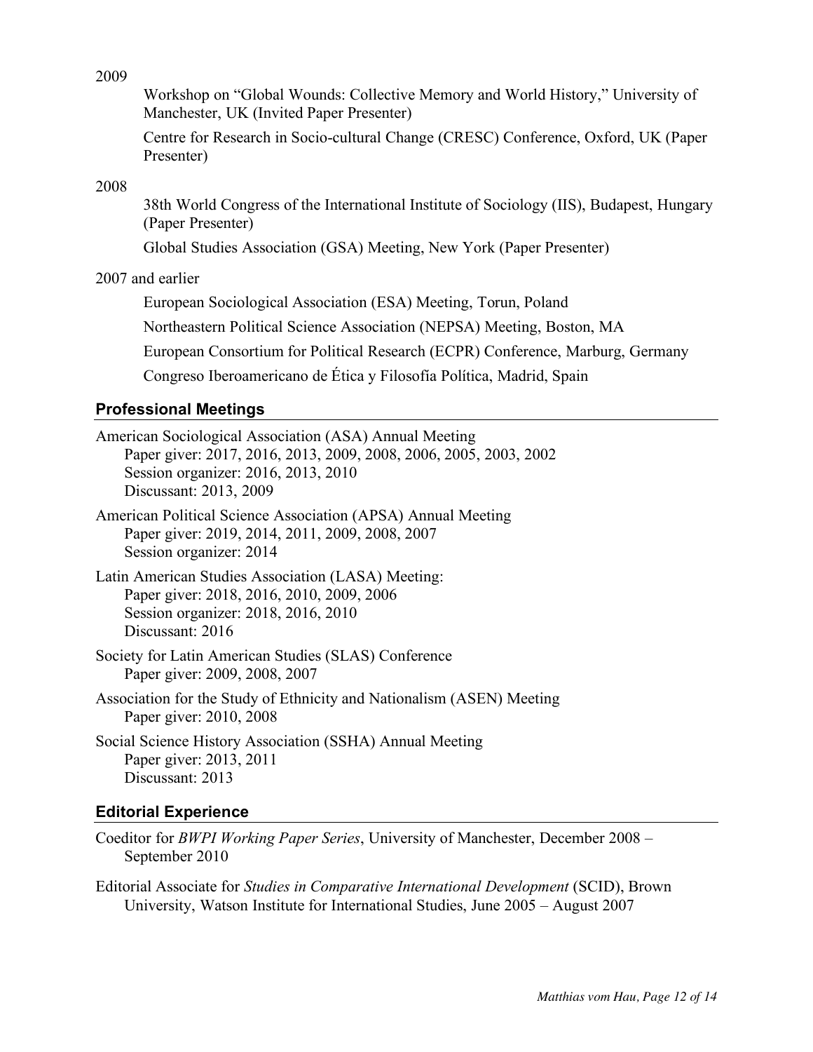2009

Workshop on “Global Wounds: Collective Memory and World History,” University of Manchester, UK (Invited Paper Presenter)

Centre for Research in Socio-cultural Change (CRESC) Conference, Oxford, UK (Paper Presenter)

2008

38th World Congress of the International Institute of Sociology (IIS), Budapest, Hungary (Paper Presenter)

Global Studies Association (GSA) Meeting, New York (Paper Presenter)

2007 and earlier

European Sociological Association (ESA) Meeting, Torun, Poland

Northeastern Political Science Association (NEPSA) Meeting, Boston, MA

European Consortium for Political Research (ECPR) Conference, Marburg, Germany

Congreso Iberoamericano de Ética y Filosofía Política, Madrid, Spain

## Professional Meetings

American Sociological Association (ASA) Annual Meeting
- Paper giver: 2017, 2016, 2013, 2009, 2008, 2006, 2005, 2003, 2002
- Session organizer: 2016, 2013, 2010
- Discussant: 2013, 2009

American Political Science Association (APSA) Annual Meeting
- Paper giver: 2019, 2014, 2011, 2009, 2008, 2007
- Session organizer: 2014

Latin American Studies Association (LASA) Meeting:
- Paper giver: 2018, 2016, 2010, 2009, 2006
- Session organizer: 2018, 2016, 2010
- Discussant: 2016

Society for Latin American Studies (SLAS) Conference
- Paper giver: 2009, 2008, 2007

Association for the Study of Ethnicity and Nationalism (ASEN) Meeting
- Paper giver: 2010, 2008

Social Science History Association (SSHA) Annual Meeting
- Paper giver: 2013, 2011
- Discussant: 2013

## Editorial Experience

Coeditor for *BWPI Working Paper Series*, University of Manchester, December 2008 – September 2010

Editorial Associate for *Studies in Comparative International Development* (SCID), Brown University, Watson Institute for International Studies, June 2005 – August 2007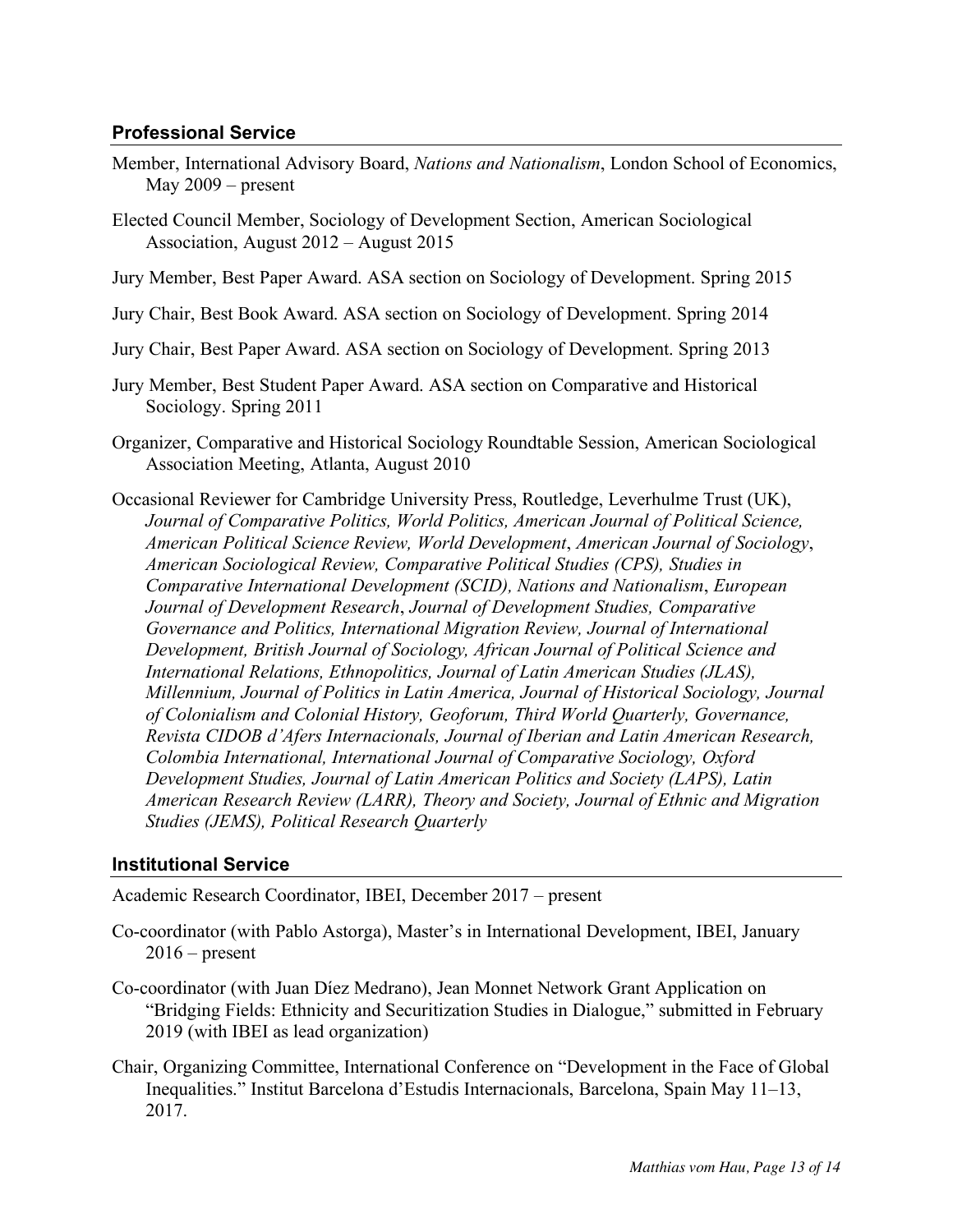## Professional Service

Member, International Advisory Board, *Nations and Nationalism*, London School of Economics, May 2009 – present

Elected Council Member, Sociology of Development Section, American Sociological Association, August 2012 – August 2015

Jury Member, Best Paper Award. ASA section on Sociology of Development. Spring 2015

Jury Chair, Best Book Award. ASA section on Sociology of Development. Spring 2014

Jury Chair, Best Paper Award. ASA section on Sociology of Development. Spring 2013

Jury Member, Best Student Paper Award. ASA section on Comparative and Historical Sociology. Spring 2011

Organizer, Comparative and Historical Sociology Roundtable Session, American Sociological Association Meeting, Atlanta, August 2010

Occasional Reviewer for Cambridge University Press, Routledge, Leverhulme Trust (UK), *Journal of Comparative Politics, World Politics, American Journal of Political Science, American Political Science Review, World Development*, *American Journal of Sociology*, *American Sociological Review, Comparative Political Studies (CPS), Studies in Comparative International Development (SCID), Nations and Nationalism*, *European Journal of Development Research*, *Journal of Development Studies, Comparative Governance and Politics, International Migration Review, Journal of International Development, British Journal of Sociology, African Journal of Political Science and International Relations, Ethnopolitics, Journal of Latin American Studies (JLAS), Millennium, Journal of Politics in Latin America, Journal of Historical Sociology, Journal of Colonialism and Colonial History, Geoforum, Third World Quarterly, Governance, Revista CIDOB d'Afers Internacionals, Journal of Iberian and Latin American Research, Colombia International, International Journal of Comparative Sociology, Oxford Development Studies, Journal of Latin American Politics and Society (LAPS), Latin American Research Review (LARR), Theory and Society, Journal of Ethnic and Migration Studies (JEMS), Political Research Quarterly*

## Institutional Service

Academic Research Coordinator, IBEI, December 2017 – present

Co-coordinator (with Pablo Astorga), Master's in International Development, IBEI, January 2016 – present

Co-coordinator (with Juan Díez Medrano), Jean Monnet Network Grant Application on "Bridging Fields: Ethnicity and Securitization Studies in Dialogue," submitted in February 2019 (with IBEI as lead organization)

Chair, Organizing Committee, International Conference on "Development in the Face of Global Inequalities." Institut Barcelona d'Estudis Internacionals, Barcelona, Spain May 11–13, 2017.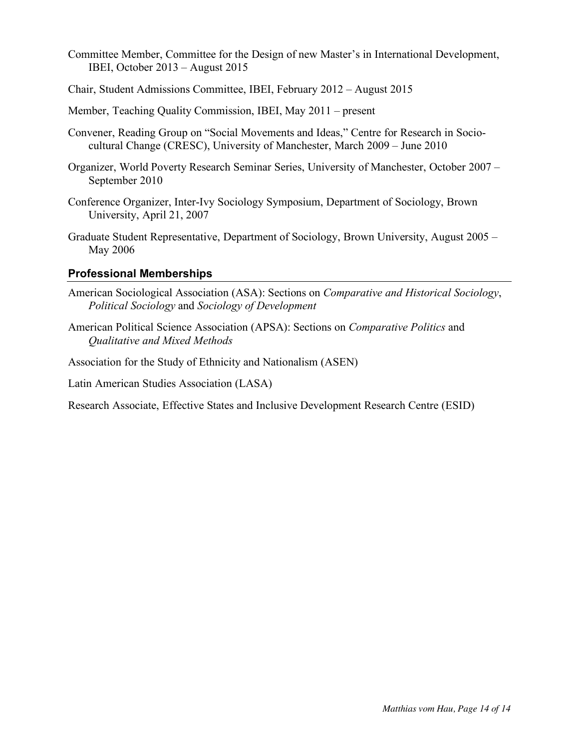Committee Member, Committee for the Design of new Master's in International Development, IBEI, October 2013 – August 2015

Chair, Student Admissions Committee, IBEI, February 2012 – August 2015

Member, Teaching Quality Commission, IBEI, May 2011 – present

Convener, Reading Group on "Social Movements and Ideas," Centre for Research in Socio-cultural Change (CRESC), University of Manchester, March 2009 – June 2010

Organizer, World Poverty Research Seminar Series, University of Manchester, October 2007 – September 2010

Conference Organizer, Inter-Ivy Sociology Symposium, Department of Sociology, Brown University, April 21, 2007

Graduate Student Representative, Department of Sociology, Brown University, August 2005 – May 2006

## Professional Memberships

American Sociological Association (ASA): Sections on *Comparative and Historical Sociology*, *Political Sociology* and *Sociology of Development*

American Political Science Association (APSA): Sections on *Comparative Politics* and *Qualitative and Mixed Methods*

Association for the Study of Ethnicity and Nationalism (ASEN)

Latin American Studies Association (LASA)

Research Associate, Effective States and Inclusive Development Research Centre (ESID)